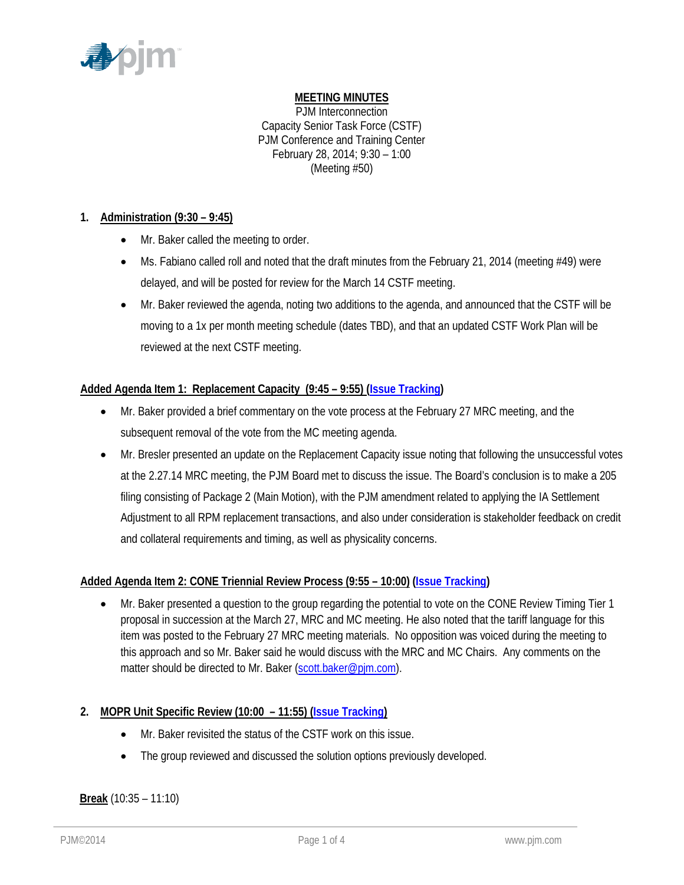**MEETING MINUTES**

PJM Interconnection
Capacity Senior Task Force (CSTF)
PJM Conference and Training Center
February 28, 2014; 9:30 – 1:00
(Meeting #50)

## 1. Administration (9:30 – 9:45)

- Mr. Baker called the meeting to order.
- Ms. Fabiano called roll and noted that the draft minutes from the February 21, 2014 (meeting #49) were delayed, and will be posted for review for the March 14 CSTF meeting.
- Mr. Baker reviewed the agenda, noting two additions to the agenda, and announced that the CSTF will be moving to a 1x per month meeting schedule (dates TBD), and that an updated CSTF Work Plan will be reviewed at the next CSTF meeting.

## Added Agenda Item 1: Replacement Capacity (9:45 – 9:55) (Issue Tracking)

- Mr. Baker provided a brief commentary on the vote process at the February 27 MRC meeting, and the subsequent removal of the vote from the MC meeting agenda.
- Mr. Bresler presented an update on the Replacement Capacity issue noting that following the unsuccessful votes at the 2.27.14 MRC meeting, the PJM Board met to discuss the issue. The Board's conclusion is to make a 205 filing consisting of Package 2 (Main Motion), with the PJM amendment related to applying the IA Settlement Adjustment to all RPM replacement transactions, and also under consideration is stakeholder feedback on credit and collateral requirements and timing, as well as physicality concerns.

## Added Agenda Item 2: CONE Triennial Review Process (9:55 – 10:00) (Issue Tracking)

- Mr. Baker presented a question to the group regarding the potential to vote on the CONE Review Timing Tier 1 proposal in succession at the March 27, MRC and MC meeting. He also noted that the tariff language for this item was posted to the February 27 MRC meeting materials. No opposition was voiced during the meeting to this approach and so Mr. Baker said he would discuss with the MRC and MC Chairs. Any comments on the matter should be directed to Mr. Baker (scott.baker@pjm.com).

## 2. MOPR Unit Specific Review (10:00 – 11:55) (Issue Tracking)

- Mr. Baker revisited the status of the CSTF work on this issue.
- The group reviewed and discussed the solution options previously developed.

**Break** (10:35 – 11:10)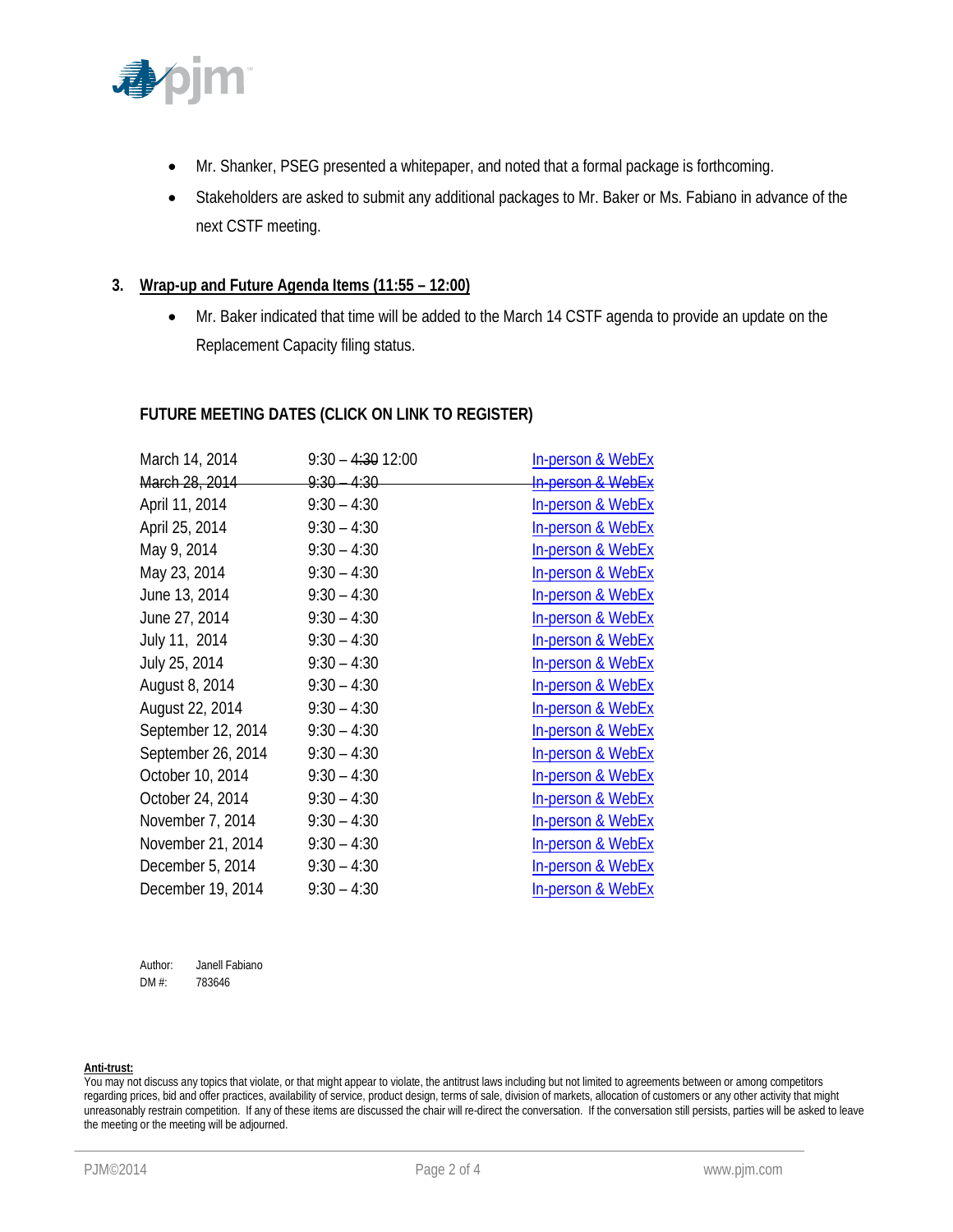- Mr. Shanker, PSEG presented a whitepaper, and noted that a formal package is forthcoming.
- Stakeholders are asked to submit any additional packages to Mr. Baker or Ms. Fabiano in advance of the next CSTF meeting.

### 3. Wrap-up and Future Agenda Items (11:55 – 12:00)

- Mr. Baker indicated that time will be added to the March 14 CSTF agenda to provide an update on the Replacement Capacity filing status.

### FUTURE MEETING DATES (CLICK ON LINK TO REGISTER)

| | | |
|---|---|---|
| March 14, 2014 | 9:30 – ~~4:30~~ 12:00 | In-person & WebEx |
| ~~March 28, 2014~~ | ~~9:30 – 4:30~~ | ~~In-person & WebEx~~ |
| April 11, 2014 | 9:30 – 4:30 | In-person & WebEx |
| April 25, 2014 | 9:30 – 4:30 | In-person & WebEx |
| May 9, 2014 | 9:30 – 4:30 | In-person & WebEx |
| May 23, 2014 | 9:30 – 4:30 | In-person & WebEx |
| June 13, 2014 | 9:30 – 4:30 | In-person & WebEx |
| June 27, 2014 | 9:30 – 4:30 | In-person & WebEx |
| July 11, 2014 | 9:30 – 4:30 | In-person & WebEx |
| July 25, 2014 | 9:30 – 4:30 | In-person & WebEx |
| August 8, 2014 | 9:30 – 4:30 | In-person & WebEx |
| August 22, 2014 | 9:30 – 4:30 | In-person & WebEx |
| September 12, 2014 | 9:30 – 4:30 | In-person & WebEx |
| September 26, 2014 | 9:30 – 4:30 | In-person & WebEx |
| October 10, 2014 | 9:30 – 4:30 | In-person & WebEx |
| October 24, 2014 | 9:30 – 4:30 | In-person & WebEx |
| November 7, 2014 | 9:30 – 4:30 | In-person & WebEx |
| November 21, 2014 | 9:30 – 4:30 | In-person & WebEx |
| December 5, 2014 | 9:30 – 4:30 | In-person & WebEx |
| December 19, 2014 | 9:30 – 4:30 | In-person & WebEx |

Author: Janell Fabiano
DM #: 783646

**Anti-trust:**
You may not discuss any topics that violate, or that might appear to violate, the antitrust laws including but not limited to agreements between or among competitors regarding prices, bid and offer practices, availability of service, product design, terms of sale, division of markets, allocation of customers or any other activity that might unreasonably restrain competition. If any of these items are discussed the chair will re-direct the conversation. If the conversation still persists, parties will be asked to leave the meeting or the meeting will be adjourned.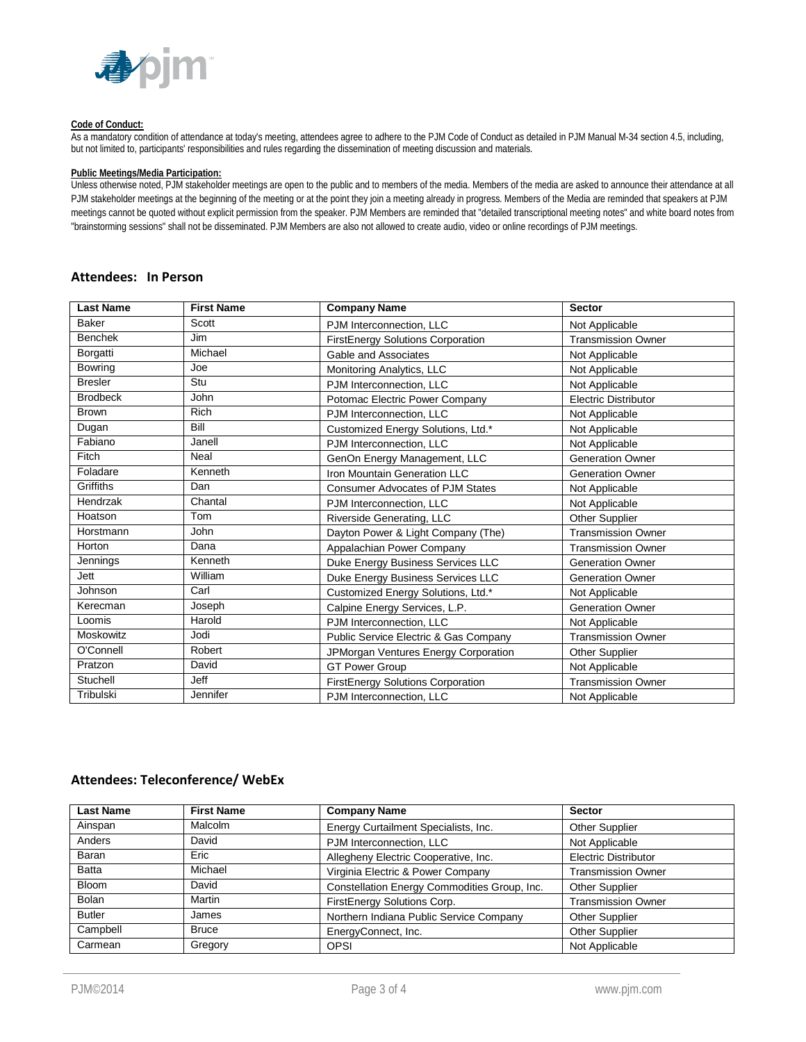**Code of Conduct:**

As a mandatory condition of attendance at today's meeting, attendees agree to adhere to the PJM Code of Conduct as detailed in PJM Manual M-34 section 4.5, including, but not limited to, participants' responsibilities and rules regarding the dissemination of meeting discussion and materials.

**Public Meetings/Media Participation:**

Unless otherwise noted, PJM stakeholder meetings are open to the public and to members of the media. Members of the media are asked to announce their attendance at all PJM stakeholder meetings at the beginning of the meeting or at the point they join a meeting already in progress. Members of the Media are reminded that speakers at PJM meetings cannot be quoted without explicit permission from the speaker. PJM Members are reminded that "detailed transcriptional meeting notes" and white board notes from "brainstorming sessions" shall not be disseminated. PJM Members are also not allowed to create audio, video or online recordings of PJM meetings.

## Attendees: In Person

| Last Name | First Name | Company Name | Sector |
|---|---|---|---|
| Baker | Scott | PJM Interconnection, LLC | Not Applicable |
| Benchek | Jim | FirstEnergy Solutions Corporation | Transmission Owner |
| Borgatti | Michael | Gable and Associates | Not Applicable |
| Bowring | Joe | Monitoring Analytics, LLC | Not Applicable |
| Bresler | Stu | PJM Interconnection, LLC | Not Applicable |
| Brodbeck | John | Potomac Electric Power Company | Electric Distributor |
| Brown | Rich | PJM Interconnection, LLC | Not Applicable |
| Dugan | Bill | Customized Energy Solutions, Ltd.* | Not Applicable |
| Fabiano | Janell | PJM Interconnection, LLC | Not Applicable |
| Fitch | Neal | GenOn Energy Management, LLC | Generation Owner |
| Foladare | Kenneth | Iron Mountain Generation LLC | Generation Owner |
| Griffiths | Dan | Consumer Advocates of PJM States | Not Applicable |
| Hendrzak | Chantal | PJM Interconnection, LLC | Not Applicable |
| Hoatson | Tom | Riverside Generating, LLC | Other Supplier |
| Horstmann | John | Dayton Power & Light Company (The) | Transmission Owner |
| Horton | Dana | Appalachian Power Company | Transmission Owner |
| Jennings | Kenneth | Duke Energy Business Services LLC | Generation Owner |
| Jett | William | Duke Energy Business Services LLC | Generation Owner |
| Johnson | Carl | Customized Energy Solutions, Ltd.* | Not Applicable |
| Kerecman | Joseph | Calpine Energy Services, L.P. | Generation Owner |
| Loomis | Harold | PJM Interconnection, LLC | Not Applicable |
| Moskowitz | Jodi | Public Service Electric & Gas Company | Transmission Owner |
| O'Connell | Robert | JPMorgan Ventures Energy Corporation | Other Supplier |
| Pratzon | David | GT Power Group | Not Applicable |
| Stuchell | Jeff | FirstEnergy Solutions Corporation | Transmission Owner |
| Tribulski | Jennifer | PJM Interconnection, LLC | Not Applicable |

## Attendees: Teleconference/ WebEx

| Last Name | First Name | Company Name | Sector |
|---|---|---|---|
| Ainspan | Malcolm | Energy Curtailment Specialists, Inc. | Other Supplier |
| Anders | David | PJM Interconnection, LLC | Not Applicable |
| Baran | Eric | Allegheny Electric Cooperative, Inc. | Electric Distributor |
| Batta | Michael | Virginia Electric & Power Company | Transmission Owner |
| Bloom | David | Constellation Energy Commodities Group, Inc. | Other Supplier |
| Bolan | Martin | FirstEnergy Solutions Corp. | Transmission Owner |
| Butler | James | Northern Indiana Public Service Company | Other Supplier |
| Campbell | Bruce | EnergyConnect, Inc. | Other Supplier |
| Carmean | Gregory | OPSI | Not Applicable |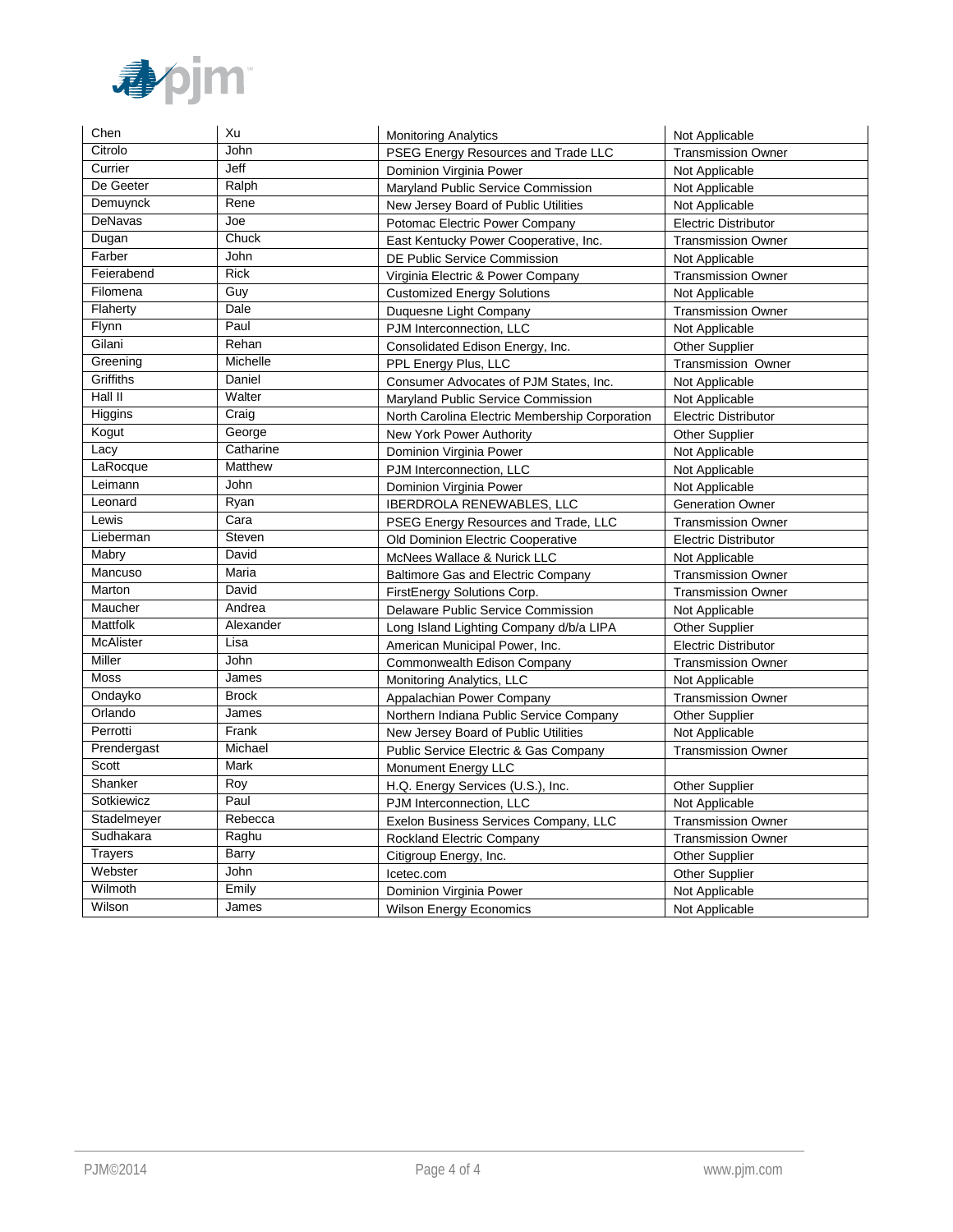| | | | |
|---|---|---|---|
| Chen | Xu | Monitoring Analytics | Not Applicable |
| Citrolo | John | PSEG Energy Resources and Trade LLC | Transmission Owner |
| Currier | Jeff | Dominion Virginia Power | Not Applicable |
| De Geeter | Ralph | Maryland Public Service Commission | Not Applicable |
| Demuynck | Rene | New Jersey Board of Public Utilities | Not Applicable |
| DeNavas | Joe | Potomac Electric Power Company | Electric Distributor |
| Dugan | Chuck | East Kentucky Power Cooperative, Inc. | Transmission Owner |
| Farber | John | DE Public Service Commission | Not Applicable |
| Feierabend | Rick | Virginia Electric & Power Company | Transmission Owner |
| Filomena | Guy | Customized Energy Solutions | Not Applicable |
| Flaherty | Dale | Duquesne Light Company | Transmission Owner |
| Flynn | Paul | PJM Interconnection, LLC | Not Applicable |
| Gilani | Rehan | Consolidated Edison Energy, Inc. | Other Supplier |
| Greening | Michelle | PPL Energy Plus, LLC | Transmission Owner |
| Griffiths | Daniel | Consumer Advocates of PJM States, Inc. | Not Applicable |
| Hall II | Walter | Maryland Public Service Commission | Not Applicable |
| Higgins | Craig | North Carolina Electric Membership Corporation | Electric Distributor |
| Kogut | George | New York Power Authority | Other Supplier |
| Lacy | Catharine | Dominion Virginia Power | Not Applicable |
| LaRocque | Matthew | PJM Interconnection, LLC | Not Applicable |
| Leimann | John | Dominion Virginia Power | Not Applicable |
| Leonard | Ryan | IBERDROLA RENEWABLES, LLC | Generation Owner |
| Lewis | Cara | PSEG Energy Resources and Trade, LLC | Transmission Owner |
| Lieberman | Steven | Old Dominion Electric Cooperative | Electric Distributor |
| Mabry | David | McNees Wallace & Nurick LLC | Not Applicable |
| Mancuso | Maria | Baltimore Gas and Electric Company | Transmission Owner |
| Marton | David | FirstEnergy Solutions Corp. | Transmission Owner |
| Maucher | Andrea | Delaware Public Service Commission | Not Applicable |
| Mattfolk | Alexander | Long Island Lighting Company d/b/a LIPA | Other Supplier |
| McAlister | Lisa | American Municipal Power, Inc. | Electric Distributor |
| Miller | John | Commonwealth Edison Company | Transmission Owner |
| Moss | James | Monitoring Analytics, LLC | Not Applicable |
| Ondayko | Brock | Appalachian Power Company | Transmission Owner |
| Orlando | James | Northern Indiana Public Service Company | Other Supplier |
| Perrotti | Frank | New Jersey Board of Public Utilities | Not Applicable |
| Prendergast | Michael | Public Service Electric & Gas Company | Transmission Owner |
| Scott | Mark | Monument Energy LLC | |
| Shanker | Roy | H.Q. Energy Services (U.S.), Inc. | Other Supplier |
| Sotkiewicz | Paul | PJM Interconnection, LLC | Not Applicable |
| Stadelmeyer | Rebecca | Exelon Business Services Company, LLC | Transmission Owner |
| Sudhakara | Raghu | Rockland Electric Company | Transmission Owner |
| Trayers | Barry | Citigroup Energy, Inc. | Other Supplier |
| Webster | John | Icetec.com | Other Supplier |
| Wilmoth | Emily | Dominion Virginia Power | Not Applicable |
| Wilson | James | Wilson Energy Economics | Not Applicable |